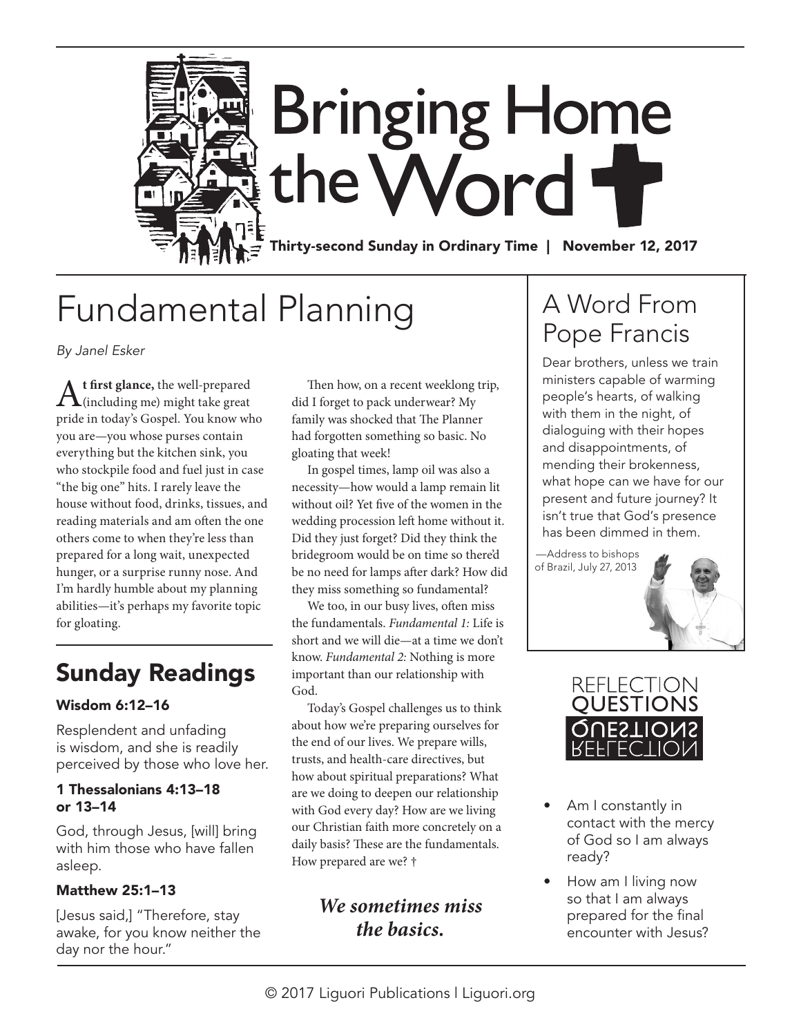# Bringing Home the Word

Thirty-second Sunday in Ordinary Time | November 12, 2017

## Fundamental Planning

*By Janel Esker*

**At first glance,** the well-prepared (including me) might take great pride in today's Gospel. You know who you are—you whose purses contain everything but the kitchen sink, you who stockpile food and fuel just in case "the big one" hits. I rarely leave the house without food, drinks, tissues, and reading materials and am often the one others come to when they're less than prepared for a long wait, unexpected hunger, or a surprise runny nose. And I'm hardly humble about my planning abilities—it's perhaps my favorite topic for gloating.

Then how, on a recent weeklong trip, did I forget to pack underwear? My family was shocked that The Planner had forgotten something so basic. No gloating that week!

In gospel times, lamp oil was also a necessity—how would a lamp remain lit without oil? Yet five of the women in the wedding procession left home without it. Did they just forget? Did they think the bridegroom would be on time so there'd be no need for lamps after dark? How did they miss something so fundamental?

We too, in our busy lives, often miss the fundamentals. *Fundamental 1:* Life is short and we will die—at a time we don't know. *Fundamental 2:* Nothing is more important than our relationship with God.

Today's Gospel challenges us to think about how we're preparing ourselves for the end of our lives. We prepare wills, trusts, and health-care directives, but how about spiritual preparations? What are we doing to deepen our relationship with God every day? How are we living our Christian faith more concretely on a daily basis? These are the fundamentals. How prepared are we? †

***We sometimes miss the basics.***

## Sunday Readings

### Wisdom 6:12–16

Resplendent and unfading is wisdom, and she is readily perceived by those who love her.

### 1 Thessalonians 4:13–18 or 13–14

God, through Jesus, [will] bring with him those who have fallen asleep.

### Matthew 25:1–13

[Jesus said,] "Therefore, stay awake, for you know neither the day nor the hour."

## A Word From Pope Francis

Dear brothers, unless we train ministers capable of warming people's hearts, of walking with them in the night, of dialoguing with their hopes and disappointments, of mending their brokenness, what hope can we have for our present and future journey? It isn't true that God's presence has been dimmed in them.

—Address to bishops of Brazil, July 27, 2013

## Reflection Questions

- Am I constantly in contact with the mercy of God so I am always ready?
- How am I living now so that I am always prepared for the final encounter with Jesus?

© 2017 Liguori Publications | Liguori.org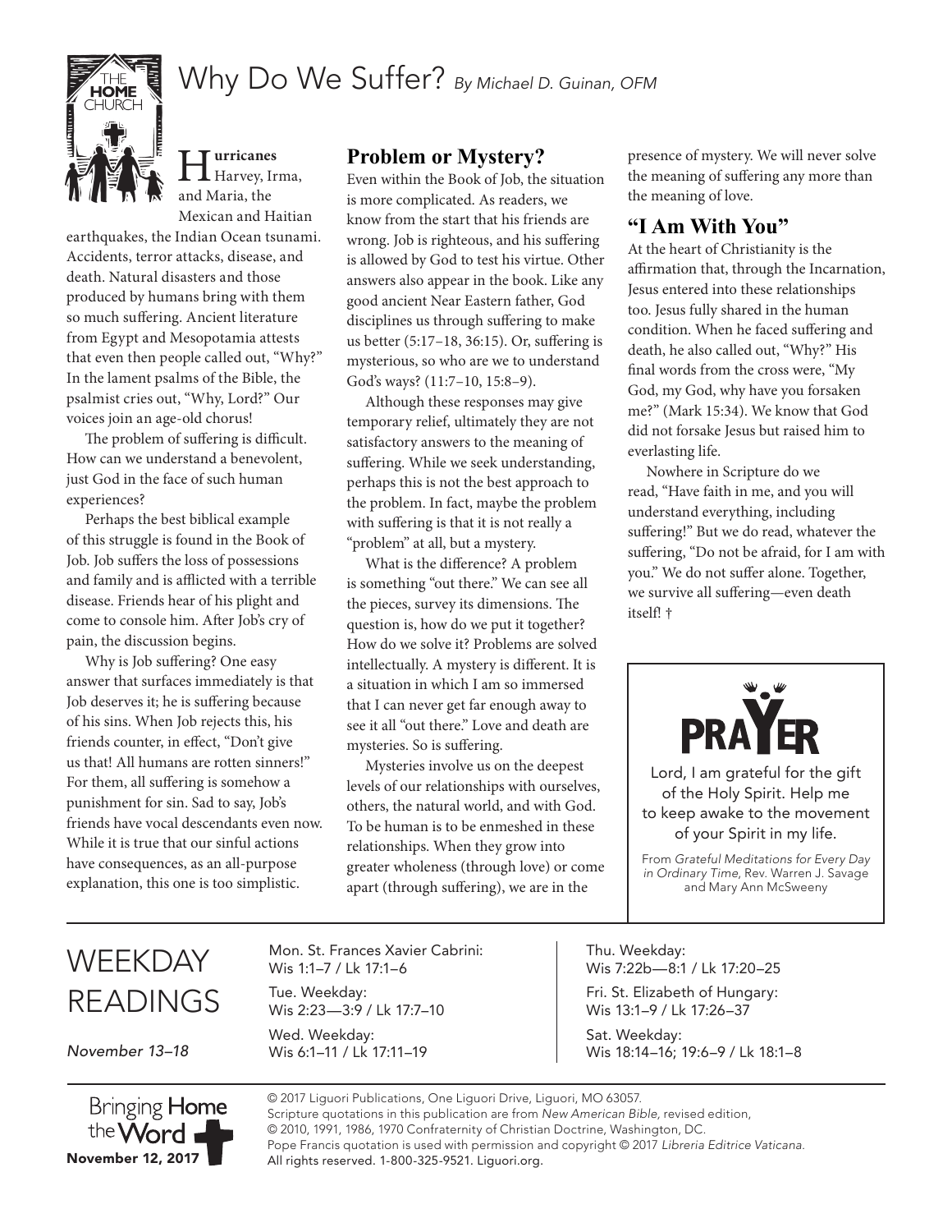# Why Do We Suffer? *By Michael D. Guinan, OFM*

**Hurricanes** Harvey, Irma, and Maria, the Mexican and Haitian earthquakes, the Indian Ocean tsunami. Accidents, terror attacks, disease, and death. Natural disasters and those produced by humans bring with them so much suffering. Ancient literature from Egypt and Mesopotamia attests that even then people called out, "Why?" In the lament psalms of the Bible, the psalmist cries out, "Why, Lord?" Our voices join an age-old chorus!

The problem of suffering is difficult. How can we understand a benevolent, just God in the face of such human experiences?

Perhaps the best biblical example of this struggle is found in the Book of Job. Job suffers the loss of possessions and family and is afflicted with a terrible disease. Friends hear of his plight and come to console him. After Job's cry of pain, the discussion begins.

Why is Job suffering? One easy answer that surfaces immediately is that Job deserves it; he is suffering because of his sins. When Job rejects this, his friends counter, in effect, "Don't give us that! All humans are rotten sinners!" For them, all suffering is somehow a punishment for sin. Sad to say, Job's friends have vocal descendants even now. While it is true that our sinful actions have consequences, as an all-purpose explanation, this one is too simplistic.

## Problem or Mystery?

Even within the Book of Job, the situation is more complicated. As readers, we know from the start that his friends are wrong. Job is righteous, and his suffering is allowed by God to test his virtue. Other answers also appear in the book. Like any good ancient Near Eastern father, God disciplines us through suffering to make us better (5:17–18, 36:15). Or, suffering is mysterious, so who are we to understand God's ways? (11:7–10, 15:8–9).

Although these responses may give temporary relief, ultimately they are not satisfactory answers to the meaning of suffering. While we seek understanding, perhaps this is not the best approach to the problem. In fact, maybe the problem with suffering is that it is not really a "problem" at all, but a mystery.

What is the difference? A problem is something "out there." We can see all the pieces, survey its dimensions. The question is, how do we put it together? How do we solve it? Problems are solved intellectually. A mystery is different. It is a situation in which I am so immersed that I can never get far enough away to see it all "out there." Love and death are mysteries. So is suffering.

Mysteries involve us on the deepest levels of our relationships with ourselves, others, the natural world, and with God. To be human is to be enmeshed in these relationships. When they grow into greater wholeness (through love) or come apart (through suffering), we are in the presence of mystery. We will never solve the meaning of suffering any more than the meaning of love.

## "I Am With You"

At the heart of Christianity is the affirmation that, through the Incarnation, Jesus entered into these relationships too. Jesus fully shared in the human condition. When he faced suffering and death, he also called out, "Why?" His final words from the cross were, "My God, my God, why have you forsaken me?" (Mark 15:34). We know that God did not forsake Jesus but raised him to everlasting life.

Nowhere in Scripture do we read, "Have faith in me, and you will understand everything, including suffering!" But we do read, whatever the suffering, "Do not be afraid, for I am with you." We do not suffer alone. Together, we survive all suffering—even death itself! †

## PRAYER

Lord, I am grateful for the gift of the Holy Spirit. Help me to keep awake to the movement of your Spirit in my life.

From *Grateful Meditations for Every Day in Ordinary Time*, Rev. Warren J. Savage and Mary Ann McSweeny

## WEEKDAY READINGS

*November 13–18*

Mon. St. Frances Xavier Cabrini: Wis 1:1–7 / Lk 17:1–6

Tue. Weekday: Wis 2:23—3:9 / Lk 17:7–10

Wed. Weekday: Wis 6:1–11 / Lk 17:11–19

Thu. Weekday: Wis 7:22b—8:1 / Lk 17:20–25

Fri. St. Elizabeth of Hungary: Wis 13:1–9 / Lk 17:26–37

Sat. Weekday: Wis 18:14–16; 19:6–9 / Lk 18:1–8

Bringing Home the Word
November 12, 2017

© 2017 Liguori Publications, One Liguori Drive, Liguori, MO 63057.
Scripture quotations in this publication are from *New American Bible*, revised edition, © 2010, 1991, 1986, 1970 Confraternity of Christian Doctrine, Washington, DC.
Pope Francis quotation is used with permission and copyright © 2017 *Libreria Editrice Vaticana*.
All rights reserved. 1-800-325-9521. Liguori.org.